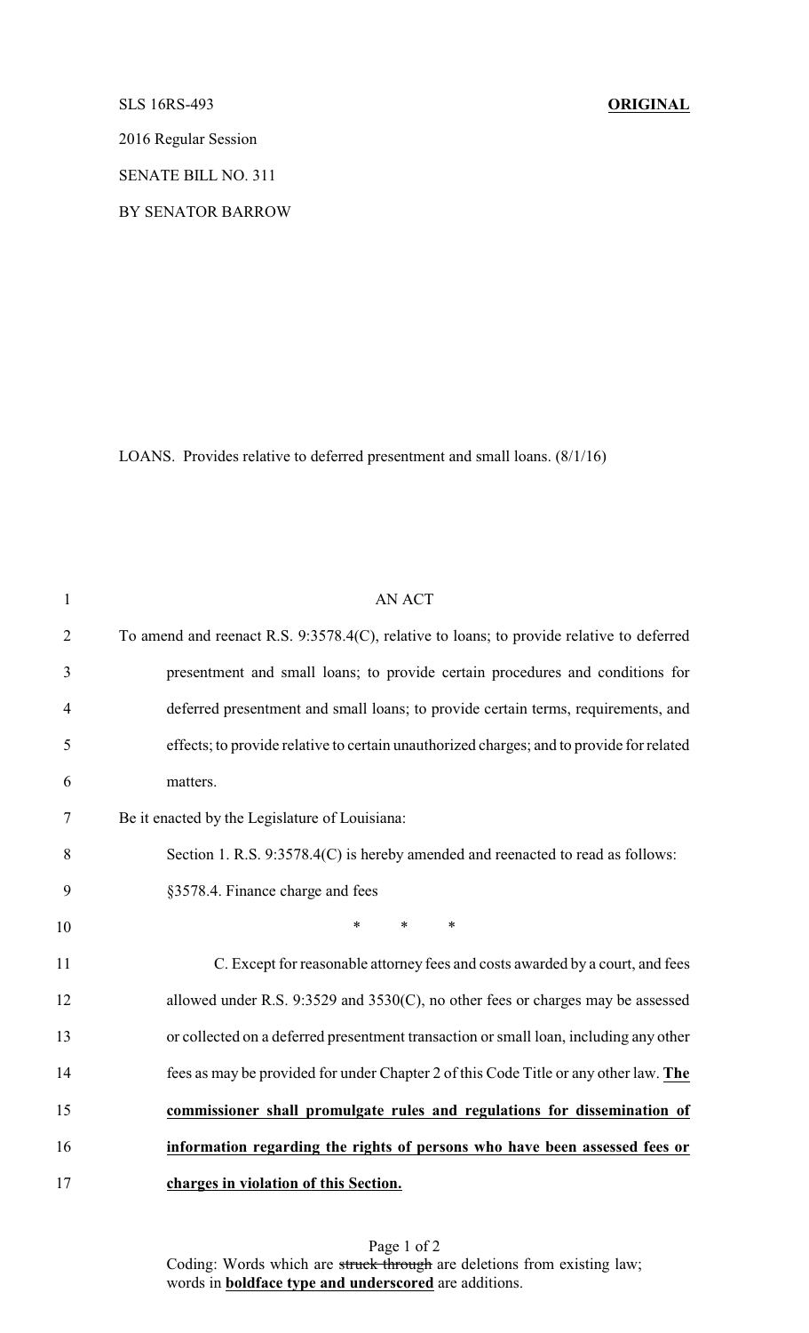SLS 16RS-493 **ORIGINAL**

2016 Regular Session

SENATE BILL NO. 311

BY SENATOR BARROW

LOANS. Provides relative to deferred presentment and small loans. (8/1/16)

AN ACT

To amend and reenact R.S. 9:3578.4(C), relative to loans; to provide relative to deferred presentment and small loans; to provide certain procedures and conditions for deferred presentment and small loans; to provide certain terms, requirements, and effects; to provide relative to certain unauthorized charges; and to provide for related matters.

Be it enacted by the Legislature of Louisiana:

Section 1. R.S. 9:3578.4(C) is hereby amended and reenacted to read as follows:

§3578.4. Finance charge and fees

\* \* \*

C. Except for reasonable attorney fees and costs awarded by a court, and fees allowed under R.S. 9:3529 and 3530(C), no other fees or charges may be assessed or collected on a deferred presentment transaction or small loan, including any other fees as may be provided for under Chapter 2 of this Code Title or any other law. **The commissioner shall promulgate rules and regulations for dissemination of information regarding the rights of persons who have been assessed fees or charges in violation of this Section.**

Coding: Words which are ~~struck through~~ are deletions from existing law; words in **boldface type and underscored** are additions.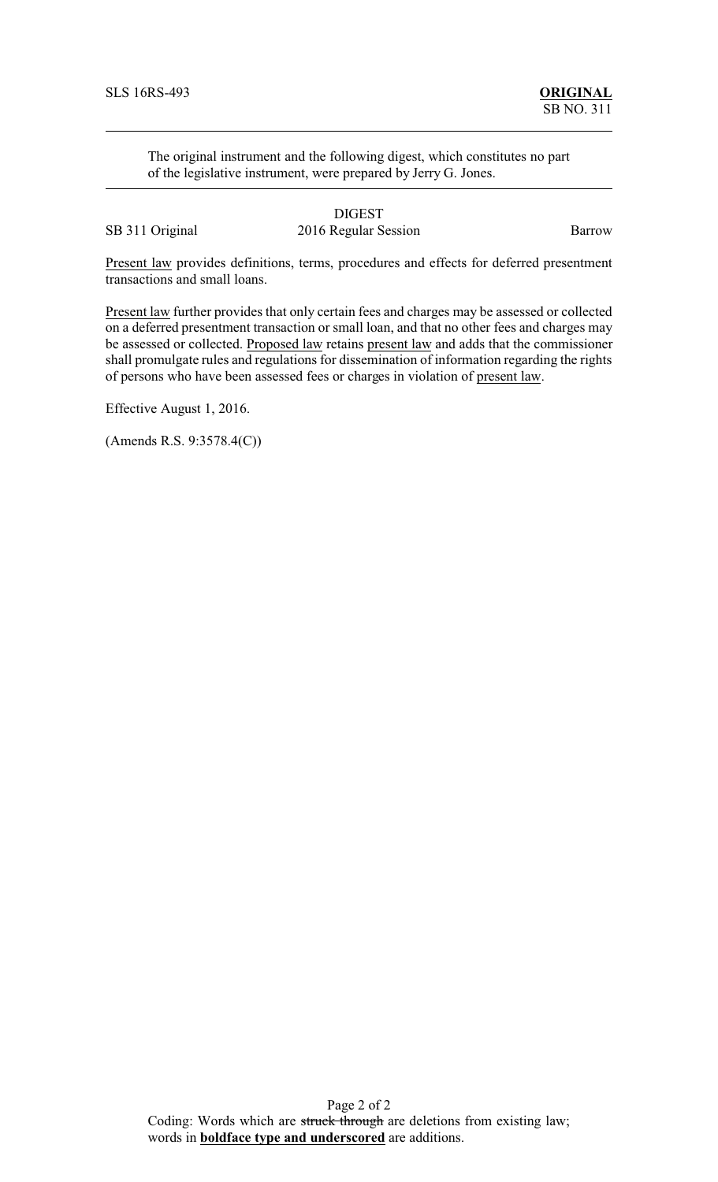The original instrument and the following digest, which constitutes no part of the legislative instrument, were prepared by Jerry G. Jones.

DIGEST

SB 311 Original — 2016 Regular Session — Barrow

Present law provides definitions, terms, procedures and effects for deferred presentment transactions and small loans.

Present law further provides that only certain fees and charges may be assessed or collected on a deferred presentment transaction or small loan, and that no other fees and charges may be assessed or collected. Proposed law retains present law and adds that the commissioner shall promulgate rules and regulations for dissemination of information regarding the rights of persons who have been assessed fees or charges in violation of present law.

Effective August 1, 2016.

(Amends R.S. 9:3578.4(C))

Coding: Words which are ~~struck through~~ are deletions from existing law; words in **boldface type and underscored** are additions.